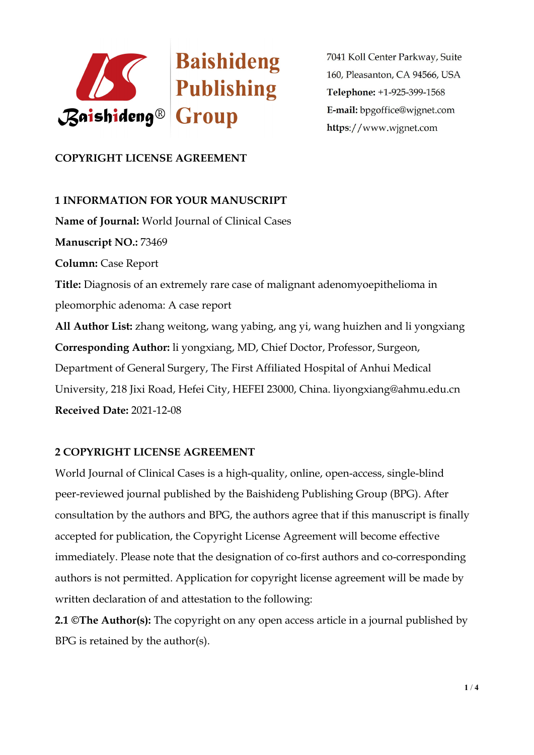Baishideng Publishing Group

7041 Koll Center Parkway, Suite 160, Pleasanton, CA 94566, USA
**Telephone:** +1-925-399-1568
**E-mail:** bpgoffice@wjgnet.com
**https**://www.wjgnet.com

# COPYRIGHT LICENSE AGREEMENT

## 1 INFORMATION FOR YOUR MANUSCRIPT

**Name of Journal:** World Journal of Clinical Cases

**Manuscript NO.:** 73469

**Column:** Case Report

**Title:** Diagnosis of an extremely rare case of malignant adenomyoepithelioma in pleomorphic adenoma: A case report

**All Author List:** zhang weitong, wang yabing, ang yi, wang huizhen and li yongxiang

**Corresponding Author:** li yongxiang, MD, Chief Doctor, Professor, Surgeon, Department of General Surgery, The First Affiliated Hospital of Anhui Medical University, 218 Jixi Road, Hefei City, HEFEI 23000, China. liyongxiang@ahmu.edu.cn

**Received Date:** 2021-12-08

## 2 COPYRIGHT LICENSE AGREEMENT

World Journal of Clinical Cases is a high-quality, online, open-access, single-blind peer-reviewed journal published by the Baishideng Publishing Group (BPG). After consultation by the authors and BPG, the authors agree that if this manuscript is finally accepted for publication, the Copyright License Agreement will become effective immediately. Please note that the designation of co-first authors and co-corresponding authors is not permitted. Application for copyright license agreement will be made by written declaration of and attestation to the following:

**2.1 ©The Author(s):** The copyright on any open access article in a journal published by BPG is retained by the author(s).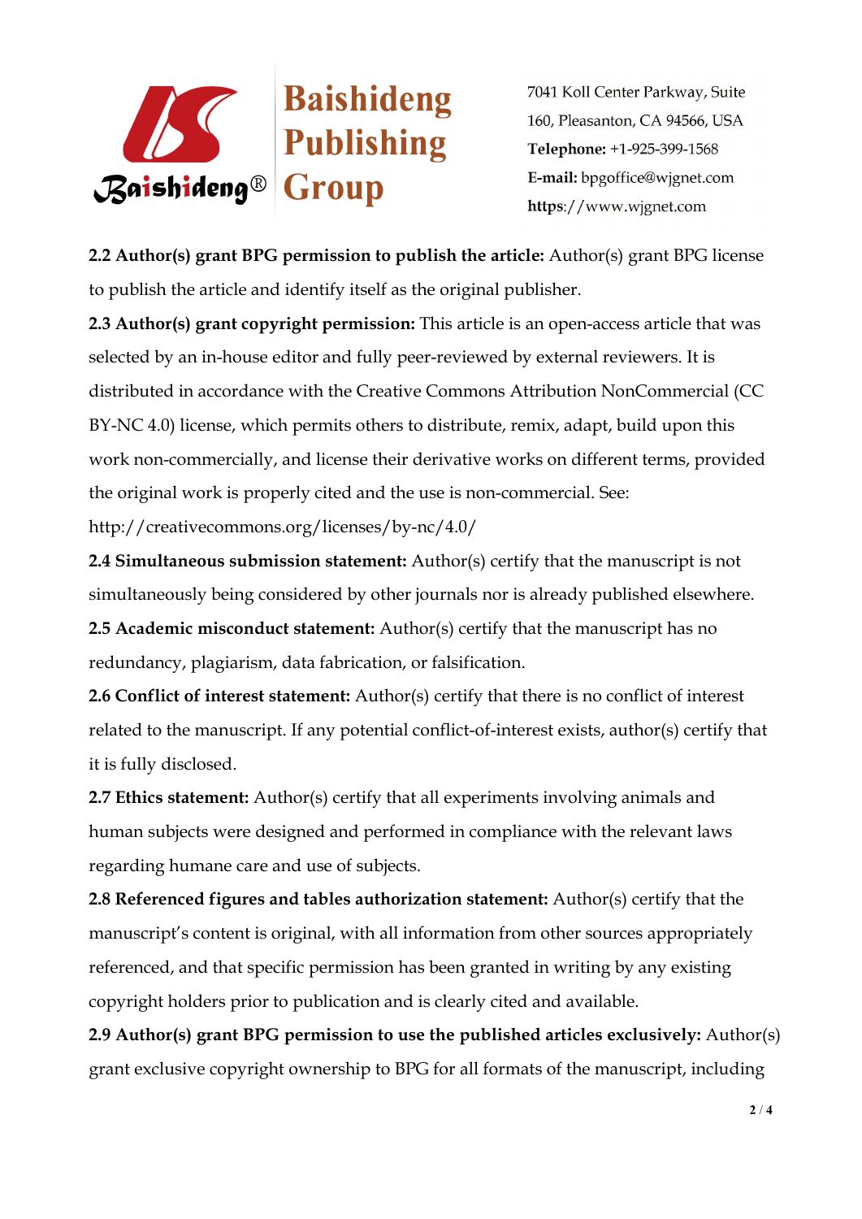**2.2 Author(s) grant BPG permission to publish the article:** Author(s) grant BPG license to publish the article and identify itself as the original publisher.

**2.3 Author(s) grant copyright permission:** This article is an open-access article that was selected by an in-house editor and fully peer-reviewed by external reviewers. It is distributed in accordance with the Creative Commons Attribution NonCommercial (CC BY-NC 4.0) license, which permits others to distribute, remix, adapt, build upon this work non-commercially, and license their derivative works on different terms, provided the original work is properly cited and the use is non-commercial. See: http://creativecommons.org/licenses/by-nc/4.0/

**2.4 Simultaneous submission statement:** Author(s) certify that the manuscript is not simultaneously being considered by other journals nor is already published elsewhere.

**2.5 Academic misconduct statement:** Author(s) certify that the manuscript has no redundancy, plagiarism, data fabrication, or falsification.

**2.6 Conflict of interest statement:** Author(s) certify that there is no conflict of interest related to the manuscript. If any potential conflict-of-interest exists, author(s) certify that it is fully disclosed.

**2.7 Ethics statement:** Author(s) certify that all experiments involving animals and human subjects were designed and performed in compliance with the relevant laws regarding humane care and use of subjects.

**2.8 Referenced figures and tables authorization statement:** Author(s) certify that the manuscript's content is original, with all information from other sources appropriately referenced, and that specific permission has been granted in writing by any existing copyright holders prior to publication and is clearly cited and available.

**2.9 Author(s) grant BPG permission to use the published articles exclusively:** Author(s) grant exclusive copyright ownership to BPG for all formats of the manuscript, including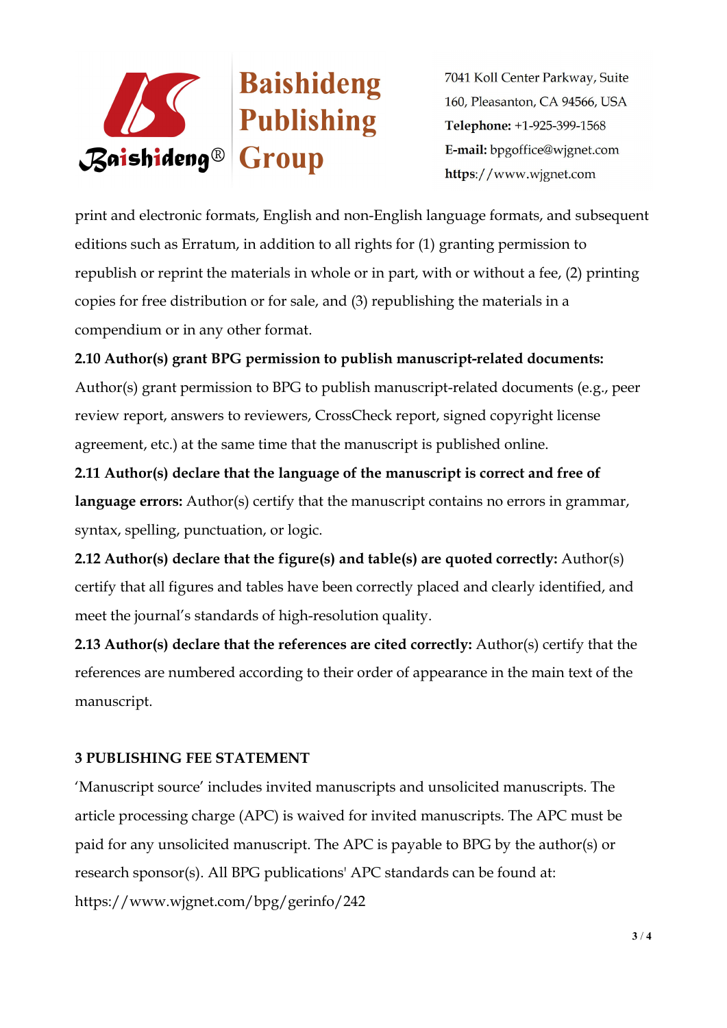print and electronic formats, English and non-English language formats, and subsequent editions such as Erratum, in addition to all rights for (1) granting permission to republish or reprint the materials in whole or in part, with or without a fee, (2) printing copies for free distribution or for sale, and (3) republishing the materials in a compendium or in any other format.

**2.10 Author(s) grant BPG permission to publish manuscript-related documents:** Author(s) grant permission to BPG to publish manuscript-related documents (e.g., peer review report, answers to reviewers, CrossCheck report, signed copyright license agreement, etc.) at the same time that the manuscript is published online.

**2.11 Author(s) declare that the language of the manuscript is correct and free of language errors:** Author(s) certify that the manuscript contains no errors in grammar, syntax, spelling, punctuation, or logic.

**2.12 Author(s) declare that the figure(s) and table(s) are quoted correctly:** Author(s) certify that all figures and tables have been correctly placed and clearly identified, and meet the journal's standards of high-resolution quality.

**2.13 Author(s) declare that the references are cited correctly:** Author(s) certify that the references are numbered according to their order of appearance in the main text of the manuscript.

## 3 PUBLISHING FEE STATEMENT

'Manuscript source' includes invited manuscripts and unsolicited manuscripts. The article processing charge (APC) is waived for invited manuscripts. The APC must be paid for any unsolicited manuscript. The APC is payable to BPG by the author(s) or research sponsor(s). All BPG publications' APC standards can be found at: https://www.wjgnet.com/bpg/gerinfo/242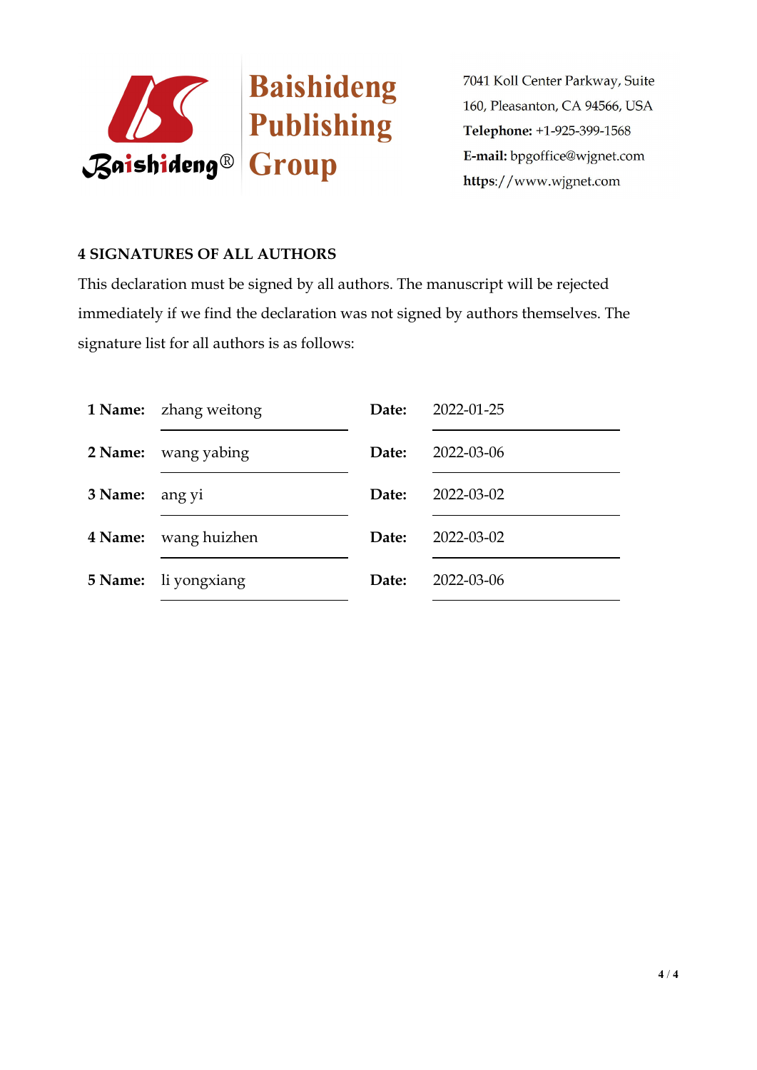Baishideng Publishing Group

7041 Koll Center Parkway, Suite 160, Pleasanton, CA 94566, USA
**Telephone:** +1-925-399-1568
**E-mail:** bpgoffice@wjgnet.com
**https**://www.wjgnet.com

**4 SIGNATURES OF ALL AUTHORS**

This declaration must be signed by all authors. The manuscript will be rejected immediately if we find the declaration was not signed by authors themselves. The signature list for all authors is as follows:

| | | | |
|---|---|---|---|
| **1 Name:** | zhang weitong | **Date:** | 2022-01-25 |
| **2 Name:** | wang yabing | **Date:** | 2022-03-06 |
| **3 Name:** | ang yi | **Date:** | 2022-03-02 |
| **4 Name:** | wang huizhen | **Date:** | 2022-03-02 |
| **5 Name:** | li yongxiang | **Date:** | 2022-03-06 |